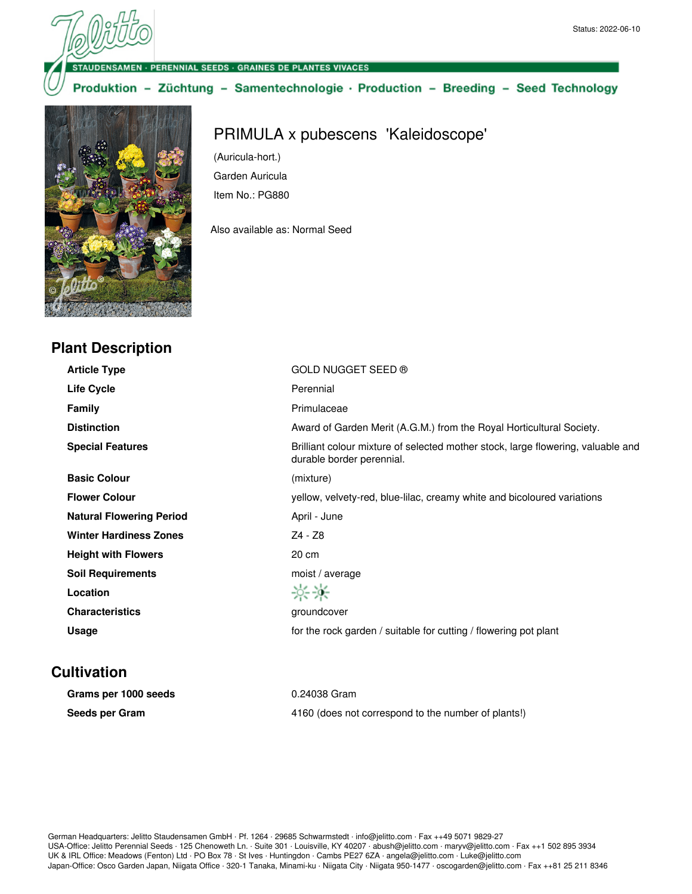Status: 2022-06-10

STAUDENSAMEN · PERENNIAL SEEDS · GRAINES DE PLANTES VIVACES

Produktion – Züchtung – Samentechnologie · Production – Breeding – Seed Technology

# PRIMULA x pubescens 'Kaleidoscope'

(Auricula-hort.)

Garden Auricula

Item No.: PG880

Also available as: Normal Seed

## Plant Description

| | |
|---|---|
| **Article Type** | GOLD NUGGET SEED ® |
| **Life Cycle** | Perennial |
| **Family** | Primulaceae |
| **Distinction** | Award of Garden Merit (A.G.M.) from the Royal Horticultural Society. |
| **Special Features** | Brilliant colour mixture of selected mother stock, large flowering, valuable and durable border perennial. |
| **Basic Colour** | (mixture) |
| **Flower Colour** | yellow, velvety-red, blue-lilac, creamy white and bicoloured variations |
| **Natural Flowering Period** | April - June |
| **Winter Hardiness Zones** | Z4 - Z8 |
| **Height with Flowers** | 20 cm |
| **Soil Requirements** | moist / average |
| **Location** | |
| **Characteristics** | groundcover |
| **Usage** | for the rock garden / suitable for cutting / flowering pot plant |

## Cultivation

| | |
|---|---|
| **Grams per 1000 seeds** | 0.24038 Gram |
| **Seeds per Gram** | 4160 (does not correspond to the number of plants!) |

German Headquarters: Jelitto Staudensamen GmbH · Pf. 1264 · 29685 Schwarmstedt · info@jelitto.com · Fax ++49 5071 9829-27
USA-Office: Jelitto Perennial Seeds · 125 Chenoweth Ln. · Suite 301 · Louisville, KY 40207 · abush@jelitto.com · maryv@jelitto.com · Fax ++1 502 895 3934
UK & IRL Office: Meadows (Fenton) Ltd · PO Box 78 · St Ives · Huntingdon · Cambs PE27 6ZA · angela@jelitto.com · Luke@jelitto.com
Japan-Office: Osco Garden Japan, Niigata Office · 320-1 Tanaka, Minami-ku · Niigata City · Niigata 950-1477 · oscogarden@jelitto.com · Fax ++81 25 211 8346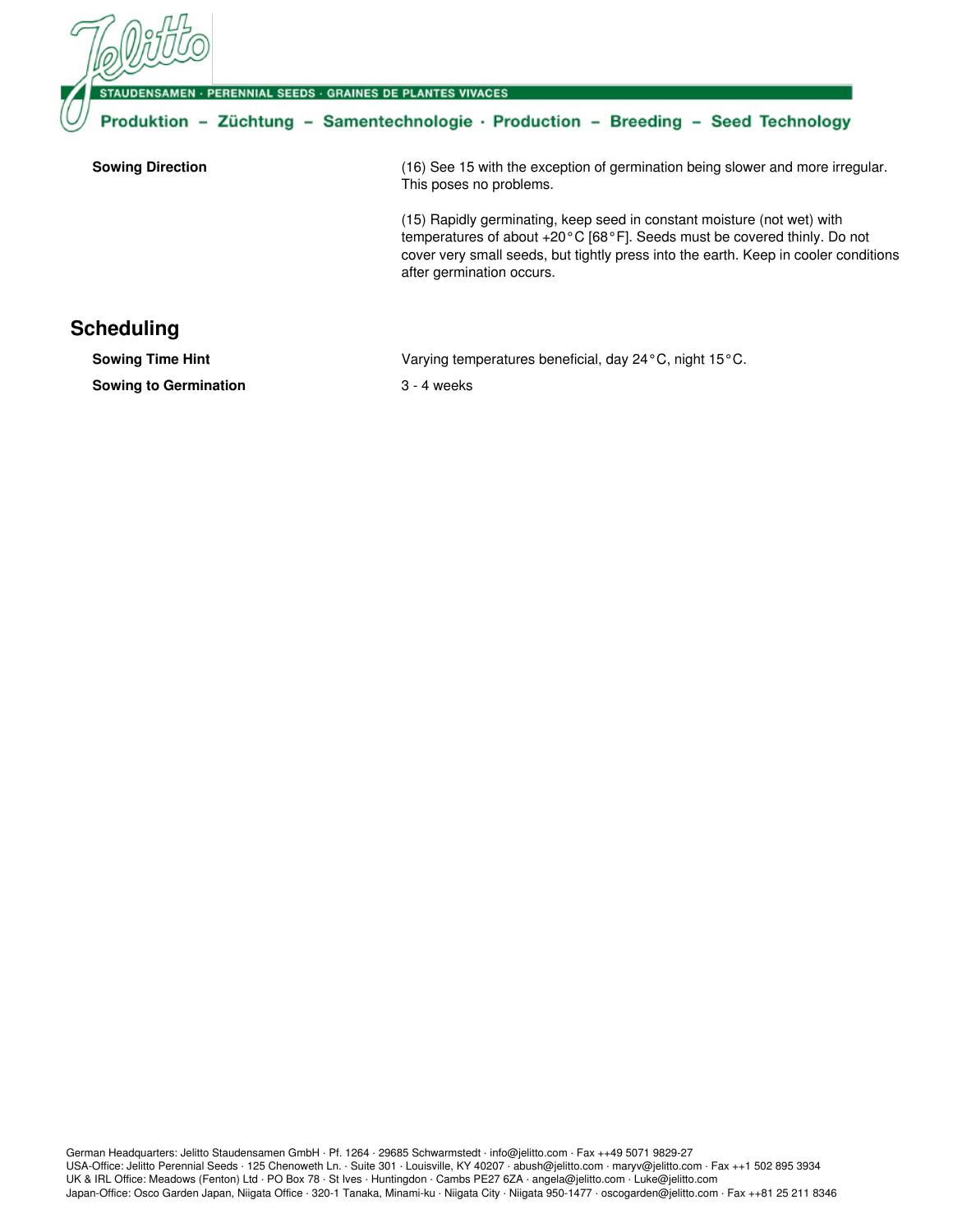**Sowing Direction**

(16) See 15 with the exception of germination being slower and more irregular. This poses no problems.

(15) Rapidly germinating, keep seed in constant moisture (not wet) with temperatures of about +20°C [68°F]. Seeds must be covered thinly. Do not cover very small seeds, but tightly press into the earth. Keep in cooler conditions after germination occurs.

## Scheduling

**Sowing Time Hint**

Varying temperatures beneficial, day 24°C, night 15°C.

**Sowing to Germination**

3 - 4 weeks